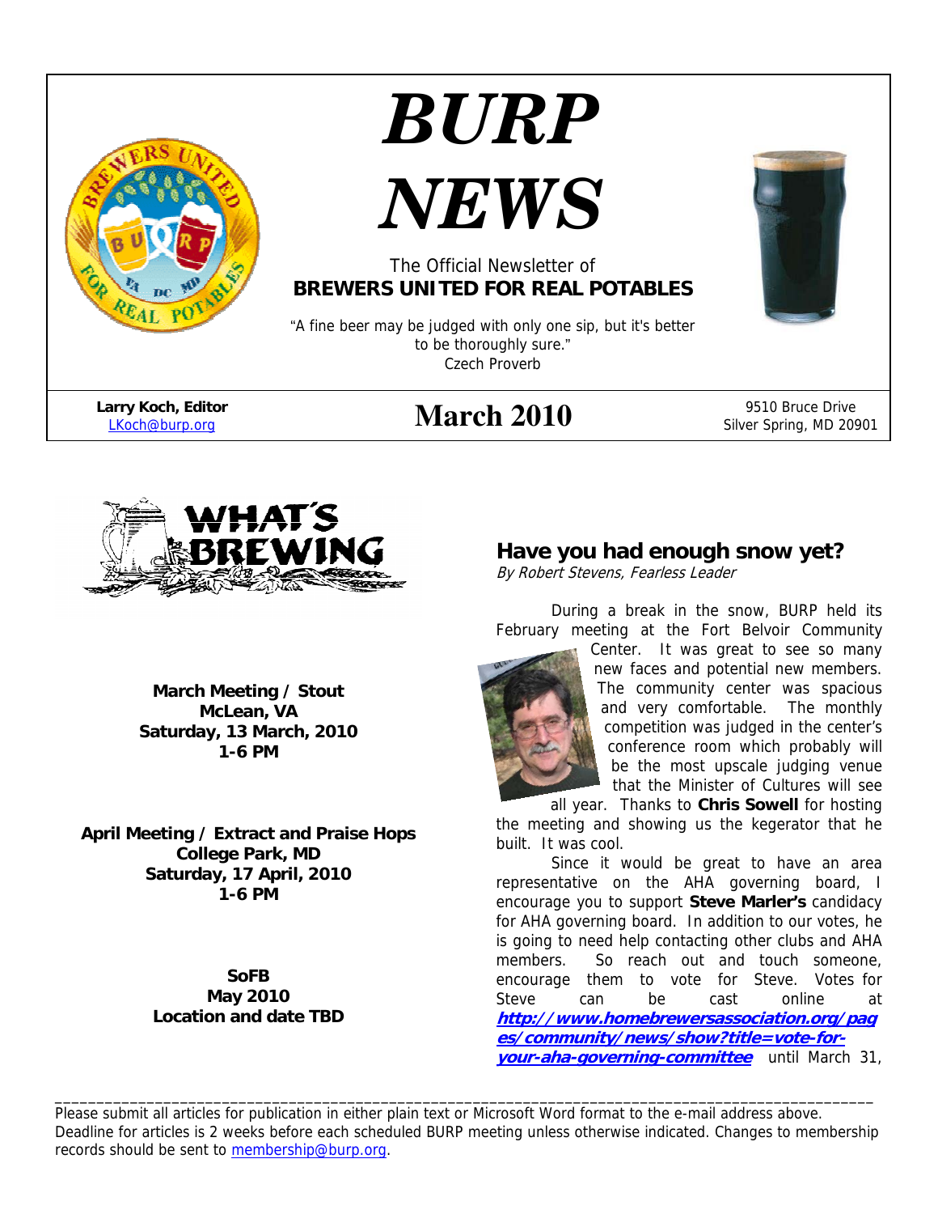# BURP NEWS

The Official Newsletter of
**BREWERS UNITED FOR REAL POTABLES**

"A fine beer may be judged with only one sip, but it's better to be thoroughly sure."
Czech Proverb

**Larry Koch, Editor**
LKoch@burp.org

## March 2010

9510 Bruce Drive
Silver Spring, MD 20901

## WHAT'S BREWING

**March Meeting / Stout**
**McLean, VA**
**Saturday, 13 March, 2010**
**1-6 PM**

**April Meeting / Extract and Praise Hops**
**College Park, MD**
**Saturday, 17 April, 2010**
**1-6 PM**

**SoFB**
**May 2010**
**Location and date TBD**

## Have you had enough snow yet?

*By Robert Stevens, Fearless Leader*

During a break in the snow, BURP held its February meeting at the Fort Belvoir Community Center. It was great to see so many new faces and potential new members. The community center was spacious and very comfortable. The monthly competition was judged in the center's conference room which probably will be the most upscale judging venue that the Minister of Cultures will see all year. Thanks to **Chris Sowell** for hosting the meeting and showing us the kegerator that he built. It was cool.

Since it would be great to have an area representative on the AHA governing board, I encourage you to support **Steve Marler's** candidacy for AHA governing board. In addition to our votes, he is going to need help contacting other clubs and AHA members. So reach out and touch someone, encourage them to vote for Steve. Votes for Steve can be cast online at ***http://www.homebrewersassociation.org/pages/community/news/show?title=vote-for-your-aha-governing-committee*** until March 31,

---

Please submit all articles for publication in either plain text or Microsoft Word format to the e-mail address above. Deadline for articles is 2 weeks before each scheduled BURP meeting unless otherwise indicated. Changes to membership records should be sent to membership@burp.org.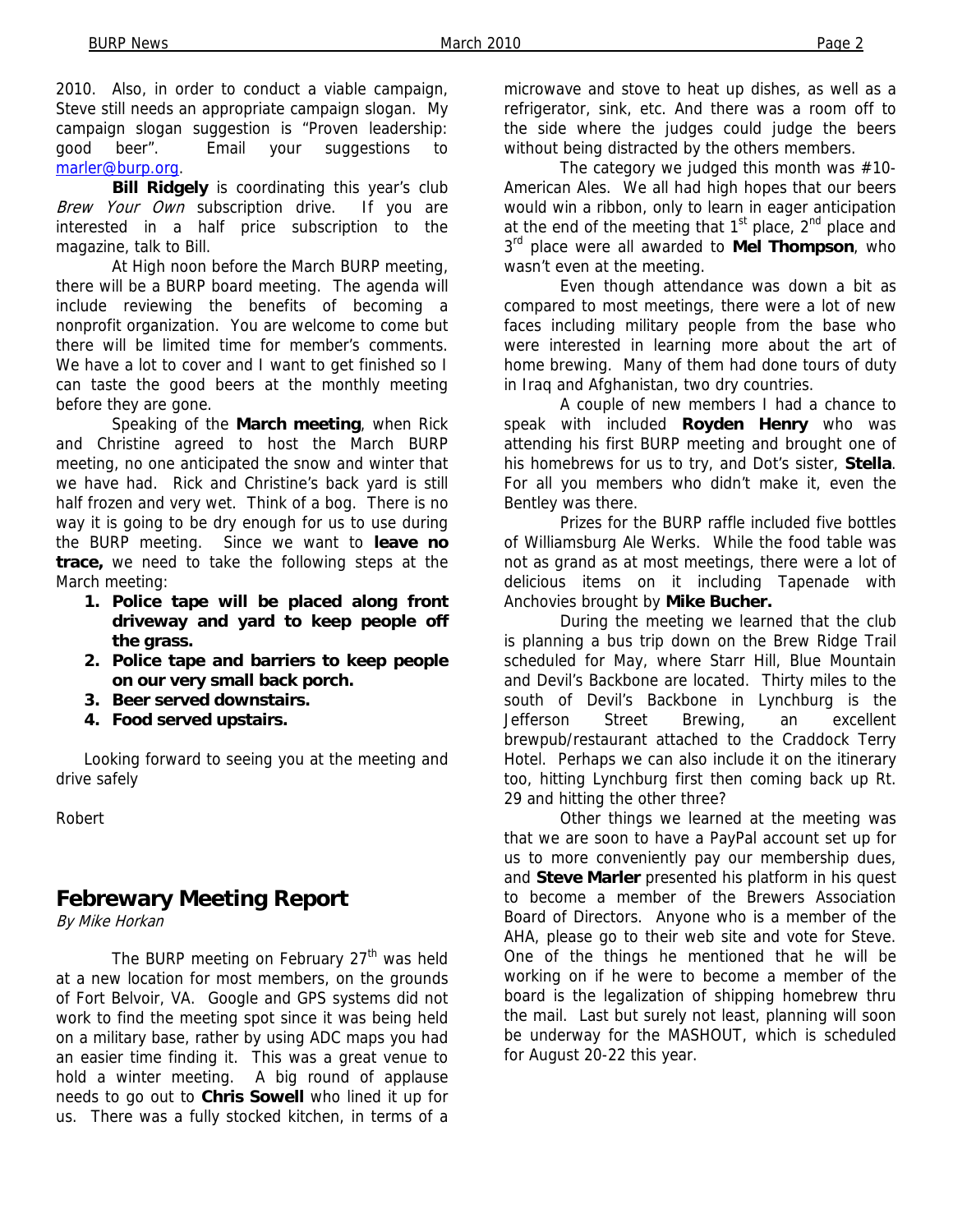2010. Also, in order to conduct a viable campaign, Steve still needs an appropriate campaign slogan. My campaign slogan suggestion is "Proven leadership: good beer". Email your suggestions to marler@burp.org.

**Bill Ridgely** is coordinating this year's club *Brew Your Own* subscription drive. If you are interested in a half price subscription to the magazine, talk to Bill.

At High noon before the March BURP meeting, there will be a BURP board meeting. The agenda will include reviewing the benefits of becoming a nonprofit organization. You are welcome to come but there will be limited time for member's comments. We have a lot to cover and I want to get finished so I can taste the good beers at the monthly meeting before they are gone.

Speaking of the **March meeting**, when Rick and Christine agreed to host the March BURP meeting, no one anticipated the snow and winter that we have had. Rick and Christine's back yard is still half frozen and very wet. Think of a bog. There is no way it is going to be dry enough for us to use during the BURP meeting. Since we want to **leave no trace,** we need to take the following steps at the March meeting:

1. **Police tape will be placed along front driveway and yard to keep people off the grass.**
2. **Police tape and barriers to keep people on our very small back porch.**
3. **Beer served downstairs.**
4. **Food served upstairs.**

Looking forward to seeing you at the meeting and drive safely

Robert

## Febrewary Meeting Report

*By Mike Horkan*

The BURP meeting on February 27th was held at a new location for most members, on the grounds of Fort Belvoir, VA. Google and GPS systems did not work to find the meeting spot since it was being held on a military base, rather by using ADC maps you had an easier time finding it. This was a great venue to hold a winter meeting. A big round of applause needs to go out to **Chris Sowell** who lined it up for us. There was a fully stocked kitchen, in terms of a microwave and stove to heat up dishes, as well as a refrigerator, sink, etc. And there was a room off to the side where the judges could judge the beers without being distracted by the others members.

The category we judged this month was #10-American Ales. We all had high hopes that our beers would win a ribbon, only to learn in eager anticipation at the end of the meeting that 1st place, 2nd place and 3rd place were all awarded to **Mel Thompson**, who wasn't even at the meeting.

Even though attendance was down a bit as compared to most meetings, there were a lot of new faces including military people from the base who were interested in learning more about the art of home brewing. Many of them had done tours of duty in Iraq and Afghanistan, two dry countries.

A couple of new members I had a chance to speak with included **Royden Henry** who was attending his first BURP meeting and brought one of his homebrews for us to try, and Dot's sister, **Stella**. For all you members who didn't make it, even the Bentley was there.

Prizes for the BURP raffle included five bottles of Williamsburg Ale Werks. While the food table was not as grand as at most meetings, there were a lot of delicious items on it including Tapenade with Anchovies brought by **Mike Bucher.**

During the meeting we learned that the club is planning a bus trip down on the Brew Ridge Trail scheduled for May, where Starr Hill, Blue Mountain and Devil's Backbone are located. Thirty miles to the south of Devil's Backbone in Lynchburg is the Jefferson Street Brewing, an excellent brewpub/restaurant attached to the Craddock Terry Hotel. Perhaps we can also include it on the itinerary too, hitting Lynchburg first then coming back up Rt. 29 and hitting the other three?

Other things we learned at the meeting was that we are soon to have a PayPal account set up for us to more conveniently pay our membership dues, and **Steve Marler** presented his platform in his quest to become a member of the Brewers Association Board of Directors. Anyone who is a member of the AHA, please go to their web site and vote for Steve. One of the things he mentioned that he will be working on if he were to become a member of the board is the legalization of shipping homebrew thru the mail. Last but surely not least, planning will soon be underway for the MASHOUT, which is scheduled for August 20-22 this year.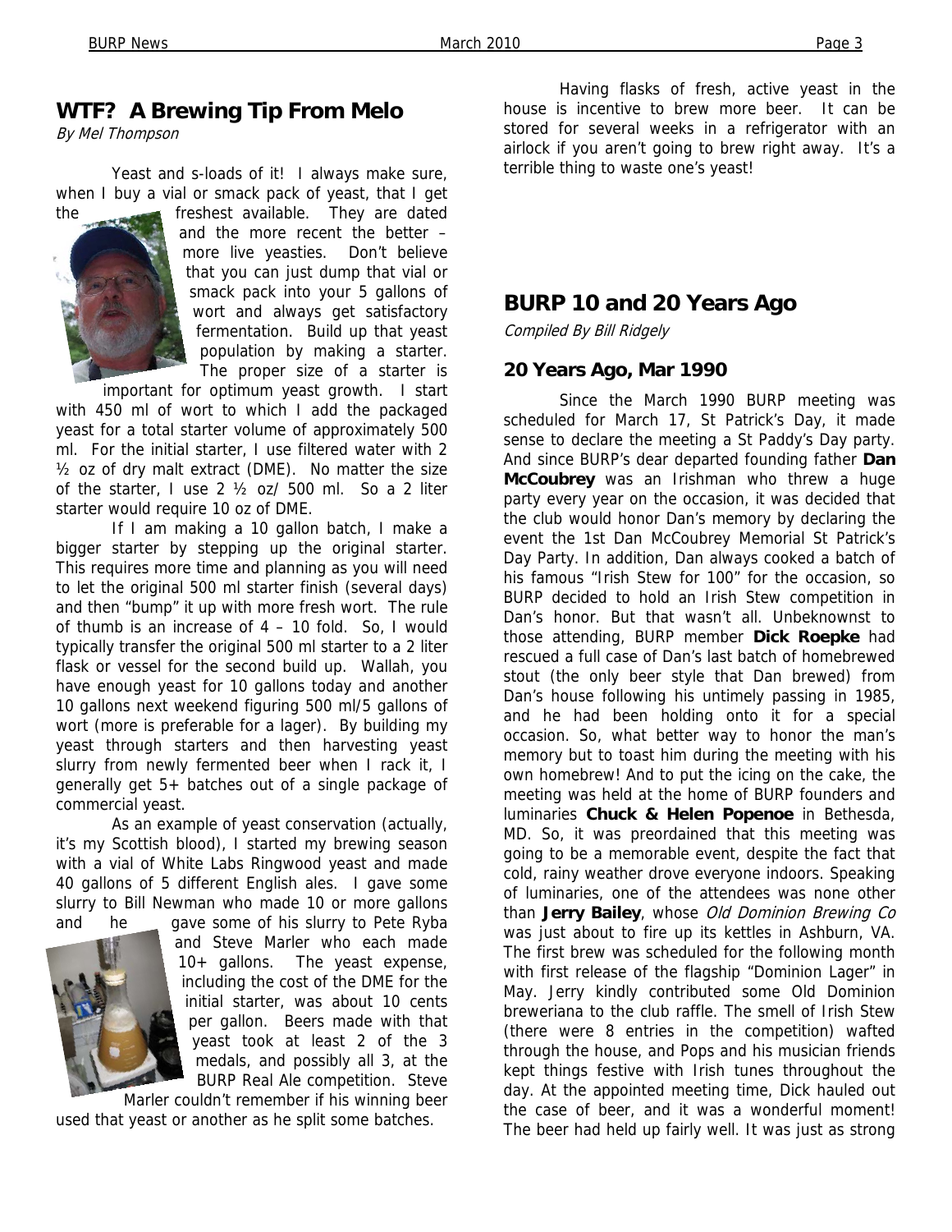## WTF? A Brewing Tip From Melo

*By Mel Thompson*

Yeast and s-loads of it! I always make sure, when I buy a vial or smack pack of yeast, that I get the freshest available. They are dated and the more recent the better – more live yeasties. Don't believe that you can just dump that vial or smack pack into your 5 gallons of wort and always get satisfactory fermentation. Build up that yeast population by making a starter. The proper size of a starter is important for optimum yeast growth. I start with 450 ml of wort to which I add the packaged yeast for a total starter volume of approximately 500 ml. For the initial starter, I use filtered water with 2 ½ oz of dry malt extract (DME). No matter the size of the starter, I use 2 ½ oz/ 500 ml. So a 2 liter starter would require 10 oz of DME.

If I am making a 10 gallon batch, I make a bigger starter by stepping up the original starter. This requires more time and planning as you will need to let the original 500 ml starter finish (several days) and then "bump" it up with more fresh wort. The rule of thumb is an increase of 4 – 10 fold. So, I would typically transfer the original 500 ml starter to a 2 liter flask or vessel for the second build up. Wallah, you have enough yeast for 10 gallons today and another 10 gallons next weekend figuring 500 ml/5 gallons of wort (more is preferable for a lager). By building my yeast through starters and then harvesting yeast slurry from newly fermented beer when I rack it, I generally get 5+ batches out of a single package of commercial yeast.

As an example of yeast conservation (actually, it's my Scottish blood), I started my brewing season with a vial of White Labs Ringwood yeast and made 40 gallons of 5 different English ales. I gave some slurry to Bill Newman who made 10 or more gallons and he gave some of his slurry to Pete Ryba and Steve Marler who each made 10+ gallons. The yeast expense, including the cost of the DME for the initial starter, was about 10 cents per gallon. Beers made with that yeast took at least 2 of the 3 medals, and possibly all 3, at the BURP Real Ale competition. Steve Marler couldn't remember if his winning beer used that yeast or another as he split some batches.

Having flasks of fresh, active yeast in the house is incentive to brew more beer. It can be stored for several weeks in a refrigerator with an airlock if you aren't going to brew right away. It's a terrible thing to waste one's yeast!

## BURP 10 and 20 Years Ago

*Compiled By Bill Ridgely*

### 20 Years Ago, Mar 1990

Since the March 1990 BURP meeting was scheduled for March 17, St Patrick's Day, it made sense to declare the meeting a St Paddy's Day party. And since BURP's dear departed founding father **Dan McCoubrey** was an Irishman who threw a huge party every year on the occasion, it was decided that the club would honor Dan's memory by declaring the event the 1st Dan McCoubrey Memorial St Patrick's Day Party. In addition, Dan always cooked a batch of his famous "Irish Stew for 100" for the occasion, so BURP decided to hold an Irish Stew competition in Dan's honor. But that wasn't all. Unbeknownst to those attending, BURP member **Dick Roepke** had rescued a full case of Dan's last batch of homebrewed stout (the only beer style that Dan brewed) from Dan's house following his untimely passing in 1985, and he had been holding onto it for a special occasion. So, what better way to honor the man's memory but to toast him during the meeting with his own homebrew! And to put the icing on the cake, the meeting was held at the home of BURP founders and luminaries **Chuck & Helen Popenoe** in Bethesda, MD. So, it was preordained that this meeting was going to be a memorable event, despite the fact that cold, rainy weather drove everyone indoors. Speaking of luminaries, one of the attendees was none other than **Jerry Bailey**, whose *Old Dominion Brewing Co* was just about to fire up its kettles in Ashburn, VA. The first brew was scheduled for the following month with first release of the flagship "Dominion Lager" in May. Jerry kindly contributed some Old Dominion breweriana to the club raffle. The smell of Irish Stew (there were 8 entries in the competition) wafted through the house, and Pops and his musician friends kept things festive with Irish tunes throughout the day. At the appointed meeting time, Dick hauled out the case of beer, and it was a wonderful moment! The beer had held up fairly well. It was just as strong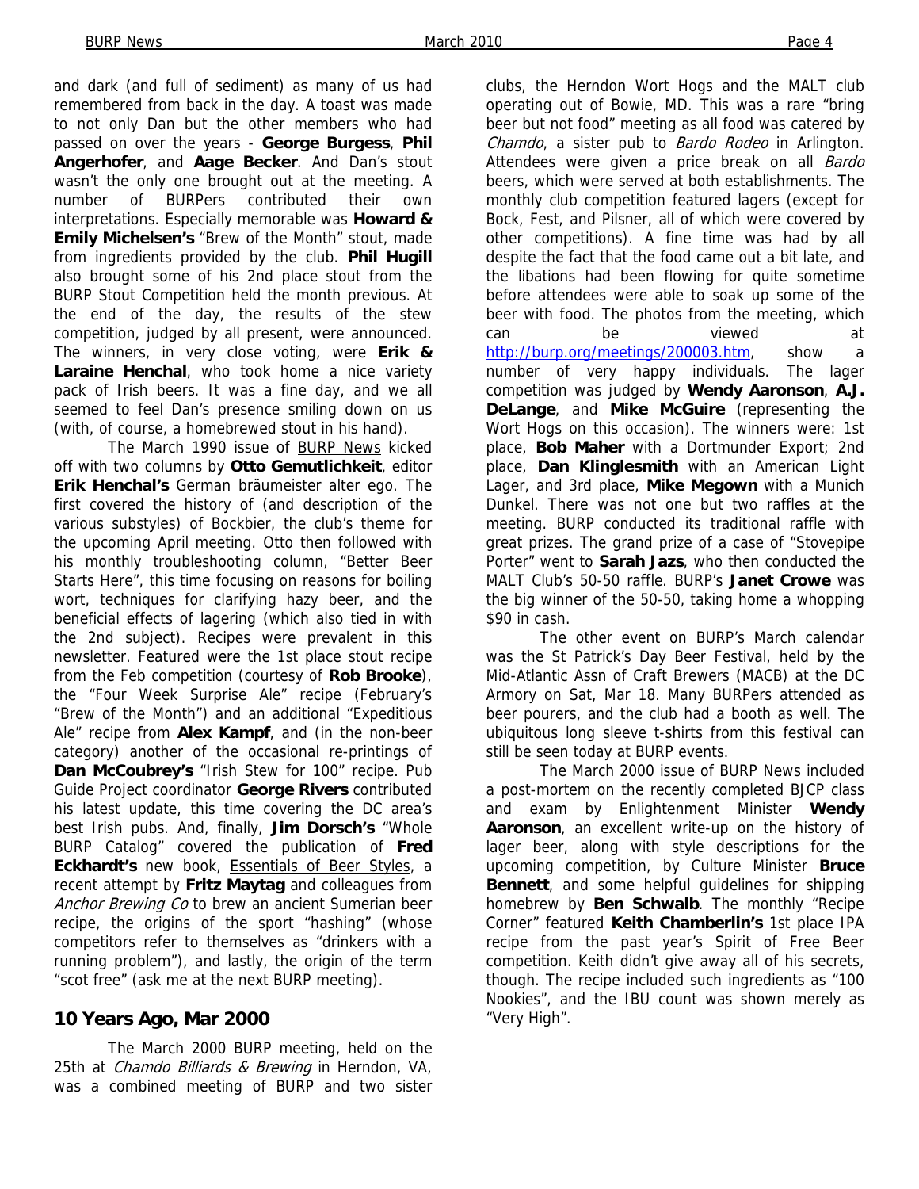and dark (and full of sediment) as many of us had remembered from back in the day. A toast was made to not only Dan but the other members who had passed on over the years - **George Burgess**, **Phil Angerhofer**, and **Aage Becker**. And Dan's stout wasn't the only one brought out at the meeting. A number of BURPers contributed their own interpretations. Especially memorable was **Howard & Emily Michelsen's** "Brew of the Month" stout, made from ingredients provided by the club. **Phil Hugill** also brought some of his 2nd place stout from the BURP Stout Competition held the month previous. At the end of the day, the results of the stew competition, judged by all present, were announced. The winners, in very close voting, were **Erik & Laraine Henchal**, who took home a nice variety pack of Irish beers. It was a fine day, and we all seemed to feel Dan's presence smiling down on us (with, of course, a homebrewed stout in his hand).

The March 1990 issue of BURP News kicked off with two columns by **Otto Gemutlichkeit**, editor **Erik Henchal's** German bräumeister alter ego. The first covered the history of (and description of the various substyles) of Bockbier, the club's theme for the upcoming April meeting. Otto then followed with his monthly troubleshooting column, "Better Beer Starts Here", this time focusing on reasons for boiling wort, techniques for clarifying hazy beer, and the beneficial effects of lagering (which also tied in with the 2nd subject). Recipes were prevalent in this newsletter. Featured were the 1st place stout recipe from the Feb competition (courtesy of **Rob Brooke**), the "Four Week Surprise Ale" recipe (February's "Brew of the Month") and an additional "Expeditious Ale" recipe from **Alex Kampf**, and (in the non-beer category) another of the occasional re-printings of **Dan McCoubrey's** "Irish Stew for 100" recipe. Pub Guide Project coordinator **George Rivers** contributed his latest update, this time covering the DC area's best Irish pubs. And, finally, **Jim Dorsch's** "Whole BURP Catalog" covered the publication of **Fred Eckhardt's** new book, Essentials of Beer Styles, a recent attempt by **Fritz Maytag** and colleagues from *Anchor Brewing Co* to brew an ancient Sumerian beer recipe, the origins of the sport "hashing" (whose competitors refer to themselves as "drinkers with a running problem"), and lastly, the origin of the term "scot free" (ask me at the next BURP meeting).

## 10 Years Ago, Mar 2000

The March 2000 BURP meeting, held on the 25th at *Chamdo Billiards & Brewing* in Herndon, VA, was a combined meeting of BURP and two sister clubs, the Herndon Wort Hogs and the MALT club operating out of Bowie, MD. This was a rare "bring beer but not food" meeting as all food was catered by *Chamdo*, a sister pub to *Bardo Rodeo* in Arlington. Attendees were given a price break on all *Bardo* beers, which were served at both establishments. The monthly club competition featured lagers (except for Bock, Fest, and Pilsner, all of which were covered by other competitions). A fine time was had by all despite the fact that the food came out a bit late, and the libations had been flowing for quite sometime before attendees were able to soak up some of the beer with food. The photos from the meeting, which can be viewed at http://burp.org/meetings/200003.htm, show a number of very happy individuals. The lager competition was judged by **Wendy Aaronson**, **A.J. DeLange**, and **Mike McGuire** (representing the Wort Hogs on this occasion). The winners were: 1st place, **Bob Maher** with a Dortmunder Export; 2nd place, **Dan Klinglesmith** with an American Light Lager, and 3rd place, **Mike Megown** with a Munich Dunkel. There was not one but two raffles at the meeting. BURP conducted its traditional raffle with great prizes. The grand prize of a case of "Stovepipe Porter" went to **Sarah Jazs**, who then conducted the MALT Club's 50-50 raffle. BURP's **Janet Crowe** was the big winner of the 50-50, taking home a whopping $90 in cash.

The other event on BURP's March calendar was the St Patrick's Day Beer Festival, held by the Mid-Atlantic Assn of Craft Brewers (MACB) at the DC Armory on Sat, Mar 18. Many BURPers attended as beer pourers, and the club had a booth as well. The ubiquitous long sleeve t-shirts from this festival can still be seen today at BURP events.

The March 2000 issue of BURP News included a post-mortem on the recently completed BJCP class and exam by Enlightenment Minister **Wendy Aaronson**, an excellent write-up on the history of lager beer, along with style descriptions for the upcoming competition, by Culture Minister **Bruce Bennett**, and some helpful guidelines for shipping homebrew by **Ben Schwalb**. The monthly "Recipe Corner" featured **Keith Chamberlin's** 1st place IPA recipe from the past year's Spirit of Free Beer competition. Keith didn't give away all of his secrets, though. The recipe included such ingredients as "100 Nookies", and the IBU count was shown merely as "Very High".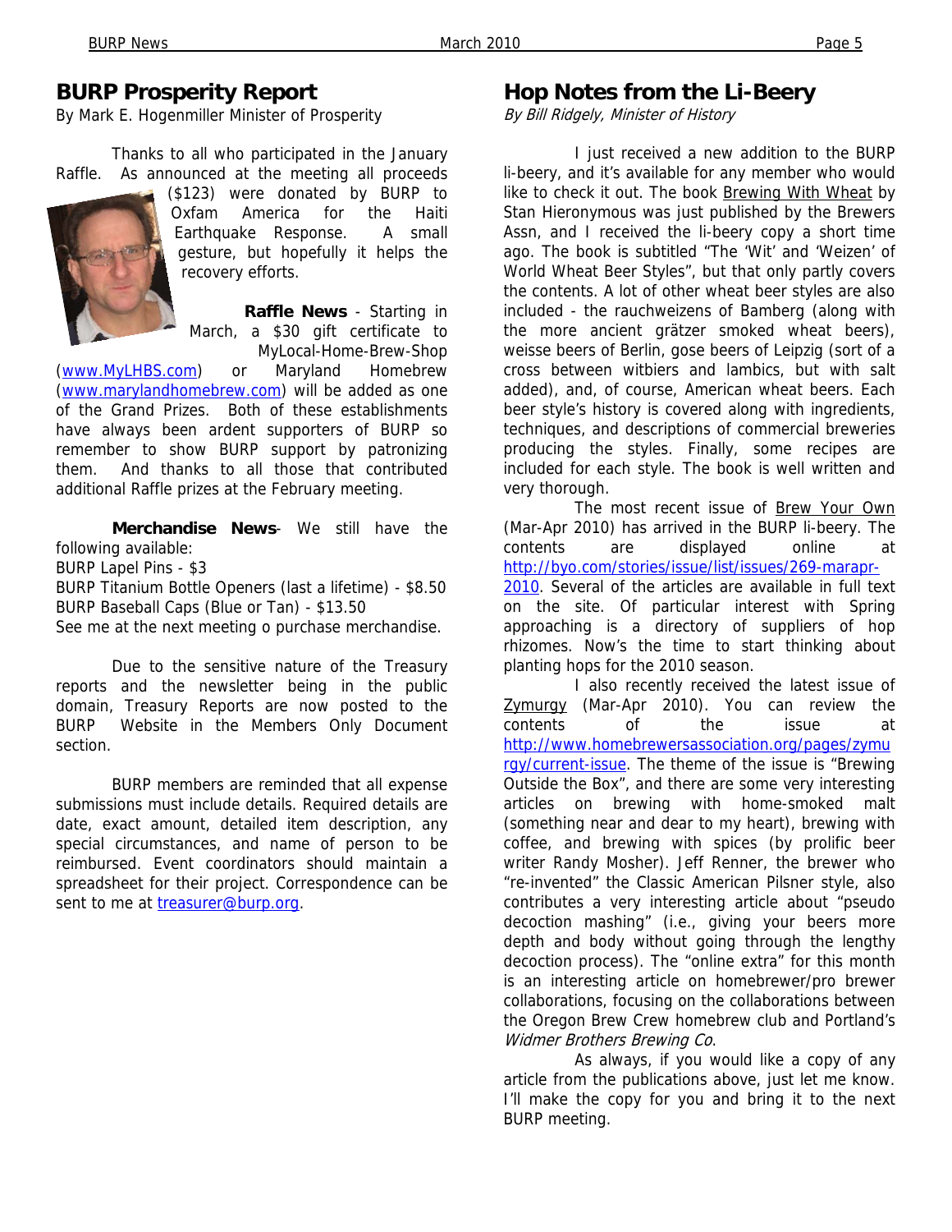## BURP Prosperity Report

By Mark E. Hogenmiller Minister of Prosperity

Thanks to all who participated in the January Raffle. As announced at the meeting all proceeds ($123) were donated by BURP to Oxfam America for the Haiti Earthquake Response. A small gesture, but hopefully it helps the recovery efforts.

**Raffle News** - Starting in March, a $30 gift certificate to MyLocal-Home-Brew-Shop (www.MyLHBS.com) or Maryland Homebrew (www.marylandhomebrew.com) will be added as one of the Grand Prizes. Both of these establishments have always been ardent supporters of BURP so remember to show BURP support by patronizing them. And thanks to all those that contributed additional Raffle prizes at the February meeting.

**Merchandise News**- We still have the following available:

BURP Lapel Pins - $3
BURP Titanium Bottle Openers (last a lifetime) - $8.50
BURP Baseball Caps (Blue or Tan) - $13.50
See me at the next meeting o purchase merchandise.

Due to the sensitive nature of the Treasury reports and the newsletter being in the public domain, Treasury Reports are now posted to the BURP Website in the Members Only Document section.

BURP members are reminded that all expense submissions must include details. Required details are date, exact amount, detailed item description, any special circumstances, and name of person to be reimbursed. Event coordinators should maintain a spreadsheet for their project. Correspondence can be sent to me at treasurer@burp.org.

## Hop Notes from the Li-Beery

*By Bill Ridgely, Minister of History*

I just received a new addition to the BURP li-beery, and it's available for any member who would like to check it out. The book Brewing With Wheat by Stan Hieronymous was just published by the Brewers Assn, and I received the li-beery copy a short time ago. The book is subtitled "The 'Wit' and 'Weizen' of World Wheat Beer Styles", but that only partly covers the contents. A lot of other wheat beer styles are also included - the rauchweizens of Bamberg (along with the more ancient grätzer smoked wheat beers), weisse beers of Berlin, gose beers of Leipzig (sort of a cross between witbiers and lambics, but with salt added), and, of course, American wheat beers. Each beer style's history is covered along with ingredients, techniques, and descriptions of commercial breweries producing the styles. Finally, some recipes are included for each style. The book is well written and very thorough.

The most recent issue of Brew Your Own (Mar-Apr 2010) has arrived in the BURP li-beery. The contents are displayed online at http://byo.com/stories/issue/list/issues/269-marapr-2010. Several of the articles are available in full text on the site. Of particular interest with Spring approaching is a directory of suppliers of hop rhizomes. Now's the time to start thinking about planting hops for the 2010 season.

I also recently received the latest issue of Zymurgy (Mar-Apr 2010). You can review the contents of the issue at http://www.homebrewersassociation.org/pages/zymurgy/current-issue. The theme of the issue is "Brewing Outside the Box", and there are some very interesting articles on brewing with home-smoked malt (something near and dear to my heart), brewing with coffee, and brewing with spices (by prolific beer writer Randy Mosher). Jeff Renner, the brewer who "re-invented" the Classic American Pilsner style, also contributes a very interesting article about "pseudo decoction mashing" (i.e., giving your beers more depth and body without going through the lengthy decoction process). The "online extra" for this month is an interesting article on homebrewer/pro brewer collaborations, focusing on the collaborations between the Oregon Brew Crew homebrew club and Portland's *Widmer Brothers Brewing Co*.

As always, if you would like a copy of any article from the publications above, just let me know. I'll make the copy for you and bring it to the next BURP meeting.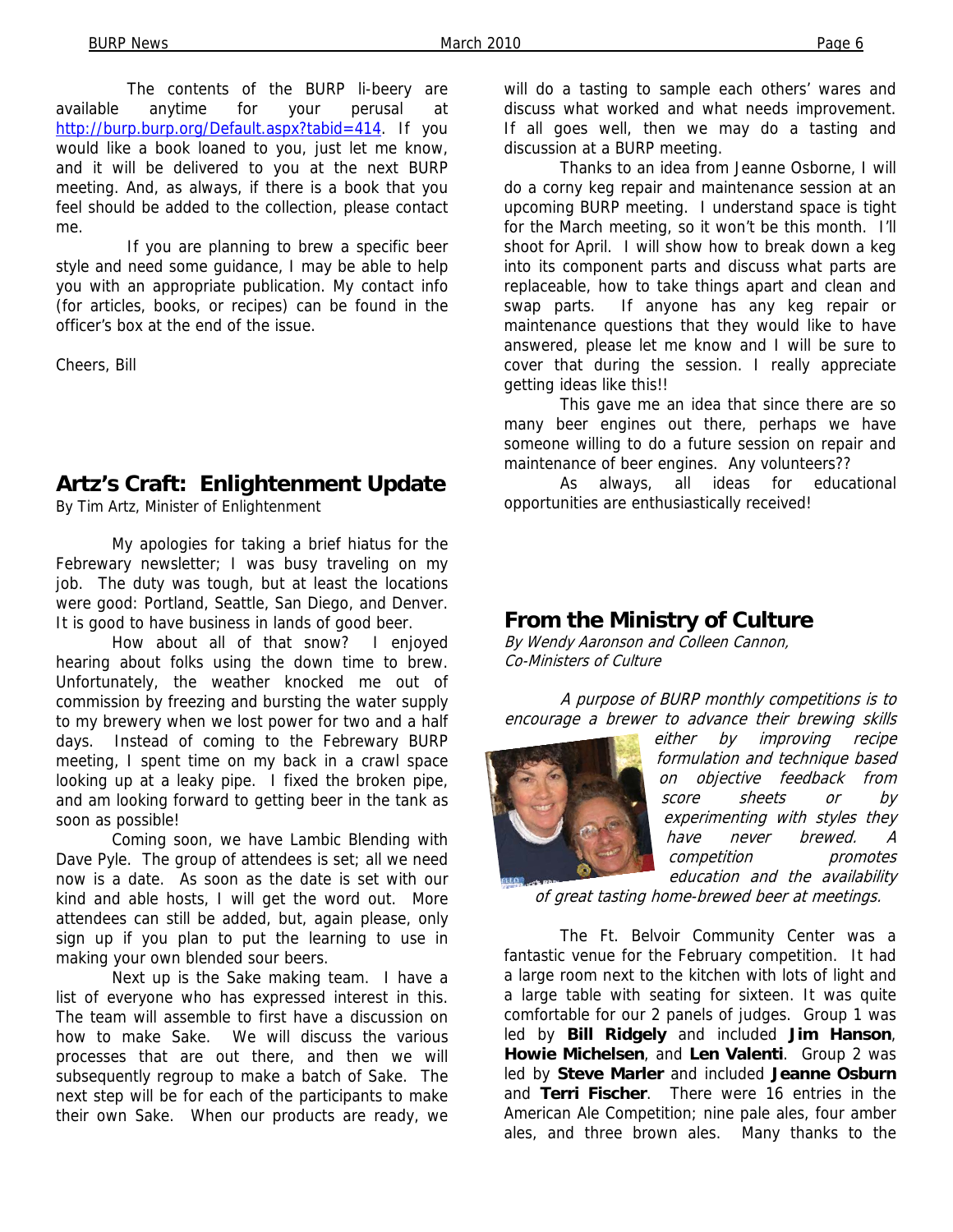The contents of the BURP li-beery are available anytime for your perusal at http://burp.burp.org/Default.aspx?tabid=414. If you would like a book loaned to you, just let me know, and it will be delivered to you at the next BURP meeting. And, as always, if there is a book that you feel should be added to the collection, please contact me.

If you are planning to brew a specific beer style and need some guidance, I may be able to help you with an appropriate publication. My contact info (for articles, books, or recipes) can be found in the officer's box at the end of the issue.

Cheers, Bill

## Artz's Craft: Enlightenment Update

By Tim Artz, Minister of Enlightenment

My apologies for taking a brief hiatus for the Febrewary newsletter; I was busy traveling on my job. The duty was tough, but at least the locations were good: Portland, Seattle, San Diego, and Denver. It is good to have business in lands of good beer.

How about all of that snow? I enjoyed hearing about folks using the down time to brew. Unfortunately, the weather knocked me out of commission by freezing and bursting the water supply to my brewery when we lost power for two and a half days. Instead of coming to the Febrewary BURP meeting, I spent time on my back in a crawl space looking up at a leaky pipe. I fixed the broken pipe, and am looking forward to getting beer in the tank as soon as possible!

Coming soon, we have Lambic Blending with Dave Pyle. The group of attendees is set; all we need now is a date. As soon as the date is set with our kind and able hosts, I will get the word out. More attendees can still be added, but, again please, only sign up if you plan to put the learning to use in making your own blended sour beers.

Next up is the Sake making team. I have a list of everyone who has expressed interest in this. The team will assemble to first have a discussion on how to make Sake. We will discuss the various processes that are out there, and then we will subsequently regroup to make a batch of Sake. The next step will be for each of the participants to make their own Sake. When our products are ready, we will do a tasting to sample each others' wares and discuss what worked and what needs improvement. If all goes well, then we may do a tasting and discussion at a BURP meeting.

Thanks to an idea from Jeanne Osborne, I will do a corny keg repair and maintenance session at an upcoming BURP meeting. I understand space is tight for the March meeting, so it won't be this month. I'll shoot for April. I will show how to break down a keg into its component parts and discuss what parts are replaceable, how to take things apart and clean and swap parts. If anyone has any keg repair or maintenance questions that they would like to have answered, please let me know and I will be sure to cover that during the session. I really appreciate getting ideas like this!!

This gave me an idea that since there are so many beer engines out there, perhaps we have someone willing to do a future session on repair and maintenance of beer engines. Any volunteers??

As always, all ideas for educational opportunities are enthusiastically received!

## From the Ministry of Culture

*By Wendy Aaronson and Colleen Cannon, Co-Ministers of Culture*

*A purpose of BURP monthly competitions is to encourage a brewer to advance their brewing skills either by improving recipe formulation and technique based on objective feedback from score sheets or by experimenting with styles they have never brewed. A competition promotes education and the availability of great tasting home-brewed beer at meetings.*

The Ft. Belvoir Community Center was a fantastic venue for the February competition. It had a large room next to the kitchen with lots of light and a large table with seating for sixteen. It was quite comfortable for our 2 panels of judges. Group 1 was led by **Bill Ridgely** and included **Jim Hanson**, **Howie Michelsen**, and **Len Valenti**. Group 2 was led by **Steve Marler** and included **Jeanne Osburn** and **Terri Fischer**. There were 16 entries in the American Ale Competition; nine pale ales, four amber ales, and three brown ales. Many thanks to the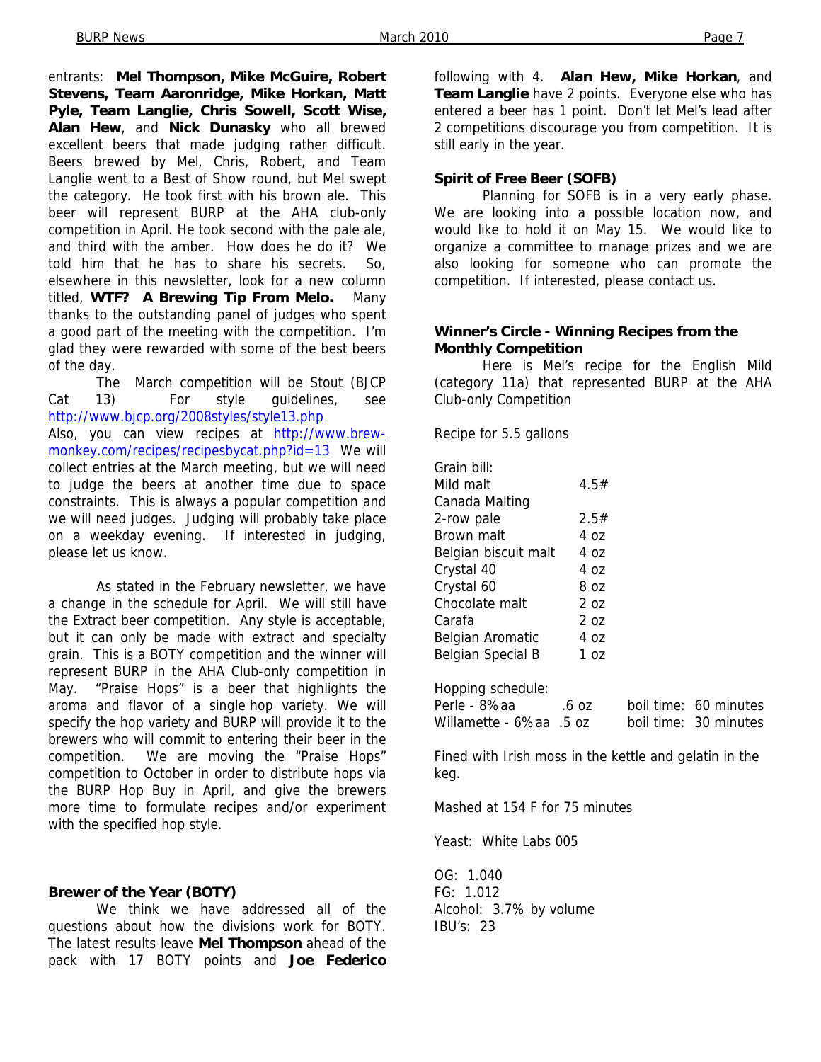entrants: **Mel Thompson, Mike McGuire, Robert Stevens, Team Aaronridge, Mike Horkan, Matt Pyle, Team Langlie, Chris Sowell, Scott Wise, Alan Hew**, and **Nick Dunasky** who all brewed excellent beers that made judging rather difficult. Beers brewed by Mel, Chris, Robert, and Team Langlie went to a Best of Show round, but Mel swept the category. He took first with his brown ale. This beer will represent BURP at the AHA club-only competition in April. He took second with the pale ale, and third with the amber. How does he do it? We told him that he has to share his secrets. So, elsewhere in this newsletter, look for a new column titled, **WTF? A Brewing Tip From Melo.** Many thanks to the outstanding panel of judges who spent a good part of the meeting with the competition. I'm glad they were rewarded with some of the best beers of the day.

The March competition will be Stout (BJCP Cat 13) For style guidelines, see http://www.bjcp.org/2008styles/style13.php Also, you can view recipes at http://www.brew-monkey.com/recipes/recipesbycat.php?id=13 We will collect entries at the March meeting, but we will need to judge the beers at another time due to space constraints. This is always a popular competition and we will need judges. Judging will probably take place on a weekday evening. If interested in judging, please let us know.

As stated in the February newsletter, we have a change in the schedule for April. We will still have the Extract beer competition. Any style is acceptable, but it can only be made with extract and specialty grain. This is a BOTY competition and the winner will represent BURP in the AHA Club-only competition in May. "Praise Hops" is a beer that highlights the aroma and flavor of a single hop variety. We will specify the hop variety and BURP will provide it to the brewers who will commit to entering their beer in the competition. We are moving the "Praise Hops" competition to October in order to distribute hops via the BURP Hop Buy in April, and give the brewers more time to formulate recipes and/or experiment with the specified hop style.

**Brewer of the Year (BOTY)**

We think we have addressed all of the questions about how the divisions work for BOTY. The latest results leave **Mel Thompson** ahead of the pack with 17 BOTY points and **Joe Federico** following with 4. **Alan Hew, Mike Horkan**, and **Team Langlie** have 2 points. Everyone else who has entered a beer has 1 point. Don't let Mel's lead after 2 competitions discourage you from competition. It is still early in the year.

**Spirit of Free Beer (SOFB)**

Planning for SOFB is in a very early phase. We are looking into a possible location now, and would like to hold it on May 15. We would like to organize a committee to manage prizes and we are also looking for someone who can promote the competition. If interested, please contact us.

**Winner's Circle - Winning Recipes from the Monthly Competition**

Here is Mel's recipe for the English Mild (category 11a) that represented BURP at the AHA Club-only Competition

Recipe for 5.5 gallons

Grain bill:

| | |
|---|---|
| Mild malt Canada Malting | 4.5# |
| 2-row pale | 2.5# |
| Brown malt | 4 oz |
| Belgian biscuit malt | 4 oz |
| Crystal 40 | 4 oz |
| Crystal 60 | 8 oz |
| Chocolate malt | 2 oz |
| Carafa | 2 oz |
| Belgian Aromatic | 4 oz |
| Belgian Special B | 1 oz |

Hopping schedule:

| | | |
|---|---|---|
| Perle - 8% aa | .6 oz | boil time: 60 minutes |
| Willamette - 6% aa | .5 oz | boil time: 30 minutes |

Fined with Irish moss in the kettle and gelatin in the keg.

Mashed at 154 F for 75 minutes

Yeast: White Labs 005

OG: 1.040
FG: 1.012
Alcohol: 3.7% by volume
IBU's: 23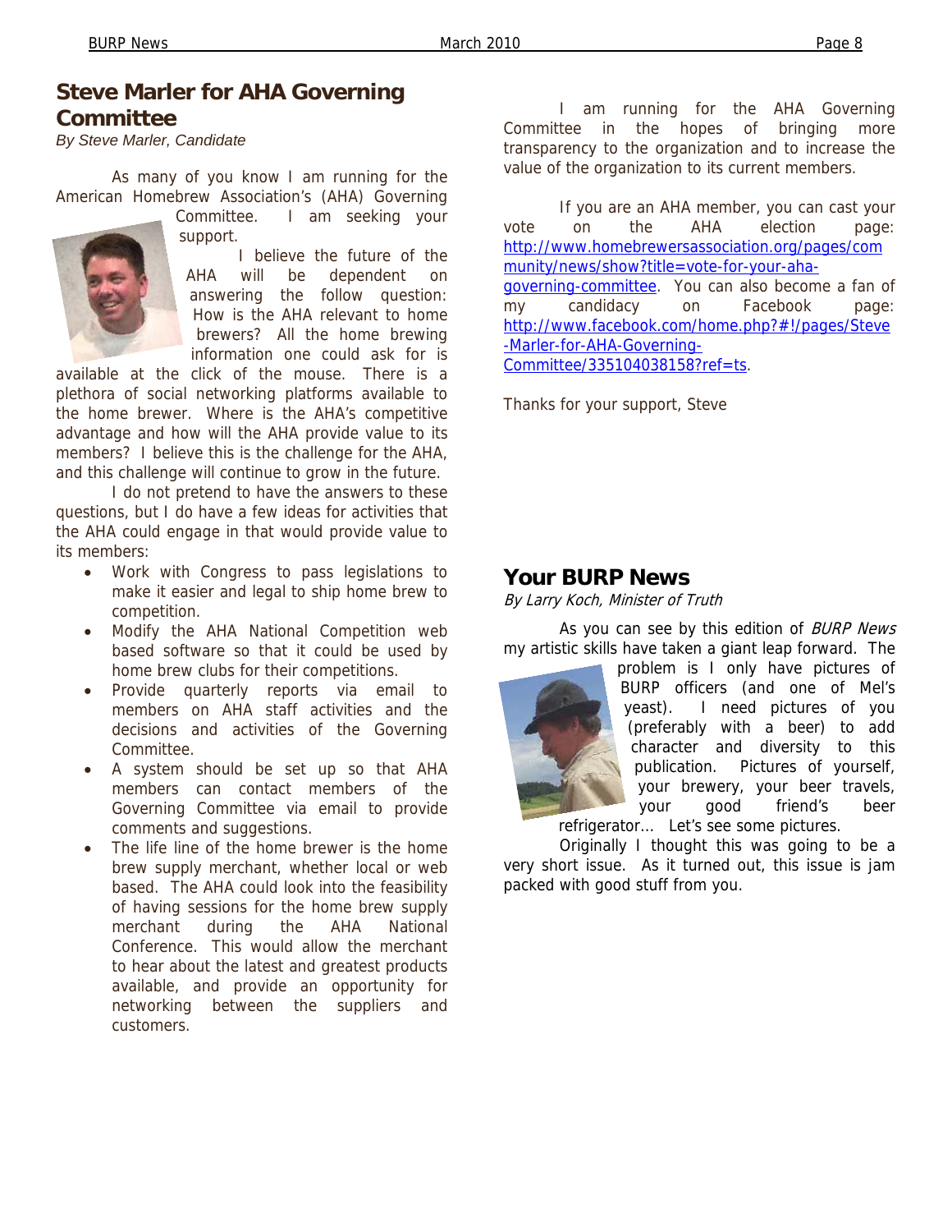## Steve Marler for AHA Governing Committee

*By Steve Marler, Candidate*

As many of you know I am running for the American Homebrew Association's (AHA) Governing Committee. I am seeking your support.

I believe the future of the AHA will be dependent on answering the follow question: How is the AHA relevant to home brewers? All the home brewing information one could ask for is available at the click of the mouse. There is a plethora of social networking platforms available to the home brewer. Where is the AHA's competitive advantage and how will the AHA provide value to its members? I believe this is the challenge for the AHA, and this challenge will continue to grow in the future.

I do not pretend to have the answers to these questions, but I do have a few ideas for activities that the AHA could engage in that would provide value to its members:

- Work with Congress to pass legislations to make it easier and legal to ship home brew to competition.
- Modify the AHA National Competition web based software so that it could be used by home brew clubs for their competitions.
- Provide quarterly reports via email to members on AHA staff activities and the decisions and activities of the Governing Committee.
- A system should be set up so that AHA members can contact members of the Governing Committee via email to provide comments and suggestions.
- The life line of the home brewer is the home brew supply merchant, whether local or web based. The AHA could look into the feasibility of having sessions for the home brew supply merchant during the AHA National Conference. This would allow the merchant to hear about the latest and greatest products available, and provide an opportunity for networking between the suppliers and customers.

I am running for the AHA Governing Committee in the hopes of bringing more transparency to the organization and to increase the value of the organization to its current members.

If you are an AHA member, you can cast your vote on the AHA election page: http://www.homebrewersassociation.org/pages/community/news/show?title=vote-for-your-aha-governing-committee. You can also become a fan of my candidacy on Facebook page: http://www.facebook.com/home.php?#!/pages/Steve-Marler-for-AHA-Governing-Committee/335104038158?ref=ts.

Thanks for your support, Steve

## Your BURP News

*By Larry Koch, Minister of Truth*

As you can see by this edition of *BURP News* my artistic skills have taken a giant leap forward. The problem is I only have pictures of BURP officers (and one of Mel's yeast). I need pictures of you (preferably with a beer) to add character and diversity to this publication. Pictures of yourself, your brewery, your beer travels, your good friend's beer refrigerator… Let's see some pictures.

Originally I thought this was going to be a very short issue. As it turned out, this issue is jam packed with good stuff from you.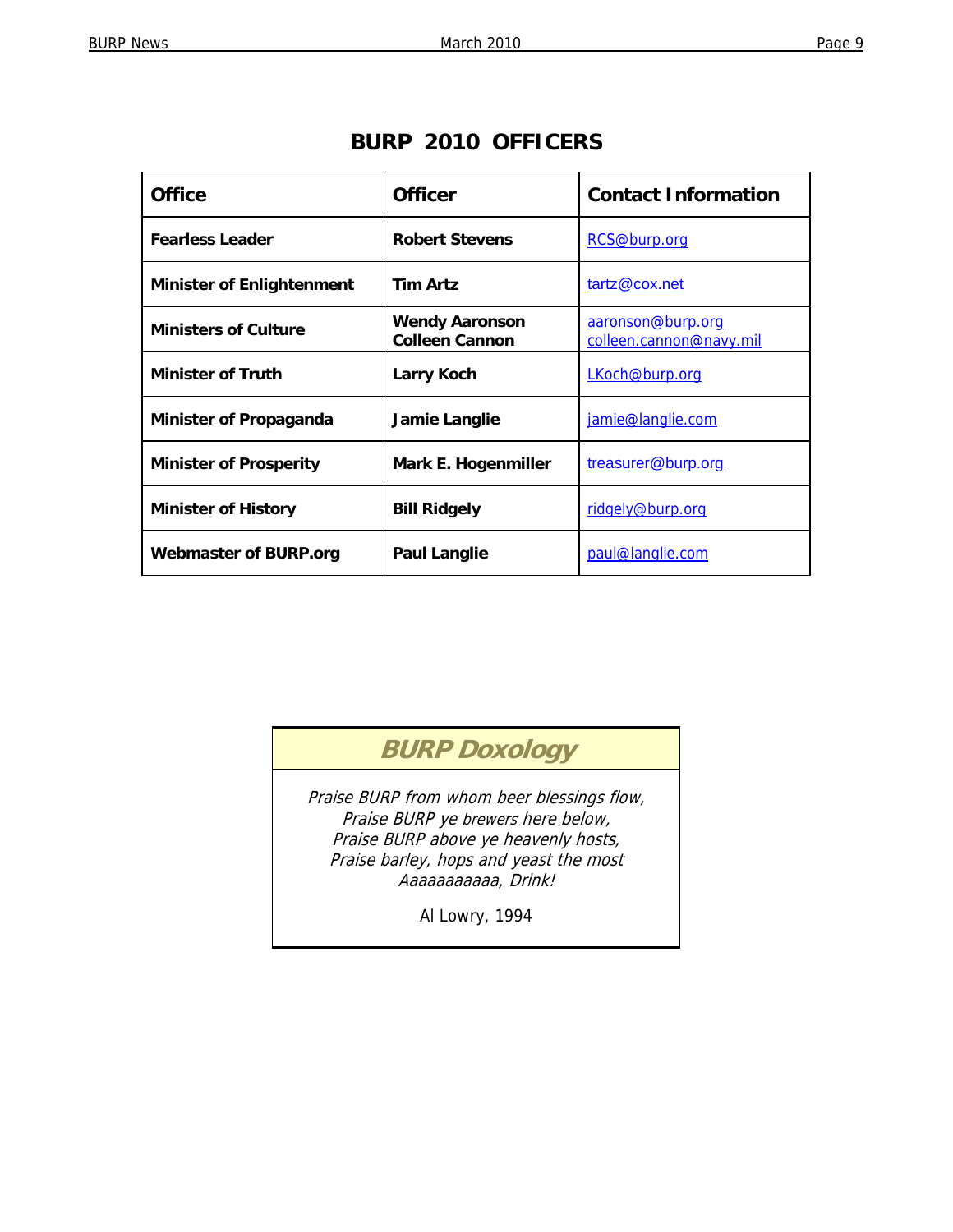# BURP 2010 OFFICERS

| Office | Officer | Contact Information |
|---|---|---|
| **Fearless Leader** | **Robert Stevens** | RCS@burp.org |
| **Minister of Enlightenment** | **Tim Artz** | tartz@cox.net |
| **Ministers of Culture** | **Wendy Aaronson**<br>**Colleen Cannon** | aaronson@burp.org<br>colleen.cannon@navy.mil |
| **Minister of Truth** | **Larry Koch** | LKoch@burp.org |
| **Minister of Propaganda** | **Jamie Langlie** | jamie@langlie.com |
| **Minister of Prosperity** | **Mark E. Hogenmiller** | treasurer@burp.org |
| **Minister of History** | **Bill Ridgely** | ridgely@burp.org |
| **Webmaster of BURP.org** | **Paul Langlie** | paul@langlie.com |

## *BURP Doxology*

*Praise BURP from whom beer blessings flow,*
*Praise BURP ye brewers here below,*
*Praise BURP above ye heavenly hosts,*
*Praise barley, hops and yeast the most*
*Aaaaaaaaaaa, Drink!*

Al Lowry, 1994